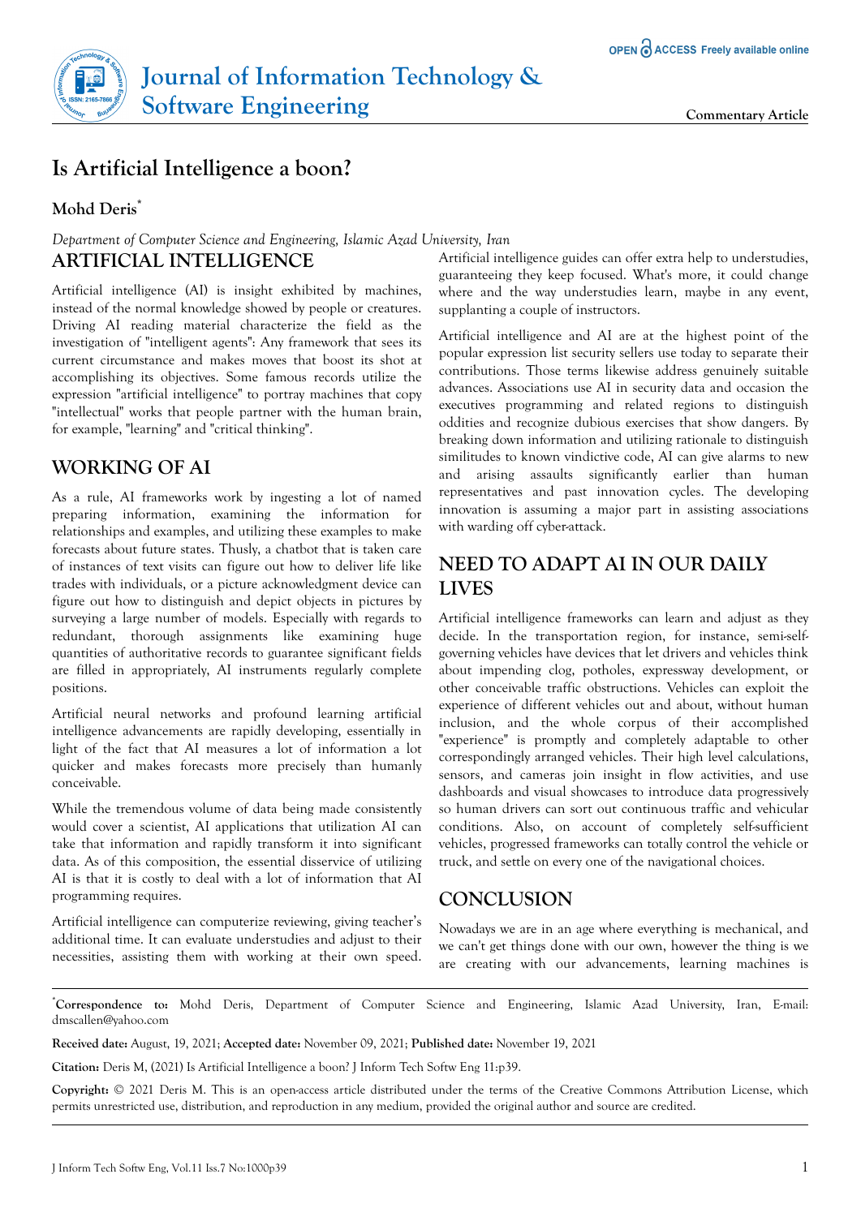Commentary Article

# Is Artificial Intelligence a boon?

**Mohd Deris***

*Department of Computer Science and Engineering, Islamic Azad University, Iran*

## ARTIFICIAL INTELLIGENCE

Artificial intelligence (AI) is insight exhibited by machines, instead of the normal knowledge showed by people or creatures. Driving AI reading material characterize the field as the investigation of "intelligent agents": Any framework that sees its current circumstance and makes moves that boost its shot at accomplishing its objectives. Some famous records utilize the expression "artificial intelligence" to portray machines that copy "intellectual" works that people partner with the human brain, for example, "learning" and "critical thinking".

## WORKING OF AI

As a rule, AI frameworks work by ingesting a lot of named preparing information, examining the information for relationships and examples, and utilizing these examples to make forecasts about future states. Thusly, a chatbot that is taken care of instances of text visits can figure out how to deliver life like trades with individuals, or a picture acknowledgment device can figure out how to distinguish and depict objects in pictures by surveying a large number of models. Especially with regards to redundant, thorough assignments like examining huge quantities of authoritative records to guarantee significant fields are filled in appropriately, AI instruments regularly complete positions.

Artificial neural networks and profound learning artificial intelligence advancements are rapidly developing, essentially in light of the fact that AI measures a lot of information a lot quicker and makes forecasts more precisely than humanly conceivable.

While the tremendous volume of data being made consistently would cover a scientist, AI applications that utilization AI can take that information and rapidly transform it into significant data. As of this composition, the essential disservice of utilizing AI is that it is costly to deal with a lot of information that AI programming requires.

Artificial intelligence can computerize reviewing, giving teacher's additional time. It can evaluate understudies and adjust to their necessities, assisting them with working at their own speed. Artificial intelligence guides can offer extra help to understudies, guaranteeing they keep focused. What's more, it could change where and the way understudies learn, maybe in any event, supplanting a couple of instructors.

Artificial intelligence and AI are at the highest point of the popular expression list security sellers use today to separate their contributions. Those terms likewise address genuinely suitable advances. Associations use AI in security data and occasion the executives programming and related regions to distinguish oddities and recognize dubious exercises that show dangers. By breaking down information and utilizing rationale to distinguish similitudes to known vindictive code, AI can give alarms to new and arising assaults significantly earlier than human representatives and past innovation cycles. The developing innovation is assuming a major part in assisting associations with warding off cyber-attack.

## NEED TO ADAPT AI IN OUR DAILY LIVES

Artificial intelligence frameworks can learn and adjust as they decide. In the transportation region, for instance, semi-self-governing vehicles have devices that let drivers and vehicles think about impending clog, potholes, expressway development, or other conceivable traffic obstructions. Vehicles can exploit the experience of different vehicles out and about, without human inclusion, and the whole corpus of their accomplished "experience" is promptly and completely adaptable to other correspondingly arranged vehicles. Their high level calculations, sensors, and cameras join insight in flow activities, and use dashboards and visual showcases to introduce data progressively so human drivers can sort out continuous traffic and vehicular conditions. Also, on account of completely self-sufficient vehicles, progressed frameworks can totally control the vehicle or truck, and settle on every one of the navigational choices.

## CONCLUSION

Nowadays we are in an age where everything is mechanical, and we can't get things done with our own, however the thing is we are creating with our advancements, learning machines is

---

***Correspondence to:** Mohd Deris, Department of Computer Science and Engineering, Islamic Azad University, Iran, E-mail: dmscallen@yahoo.com

**Received date:** August, 19, 2021; **Accepted date:** November 09, 2021; **Published date:** November 19, 2021

**Citation:** Deris M, (2021) Is Artificial Intelligence a boon? J Inform Tech Softw Eng 11:p39.

**Copyright:** © 2021 Deris M. This is an open-access article distributed under the terms of the Creative Commons Attribution License, which permits unrestricted use, distribution, and reproduction in any medium, provided the original author and source are credited.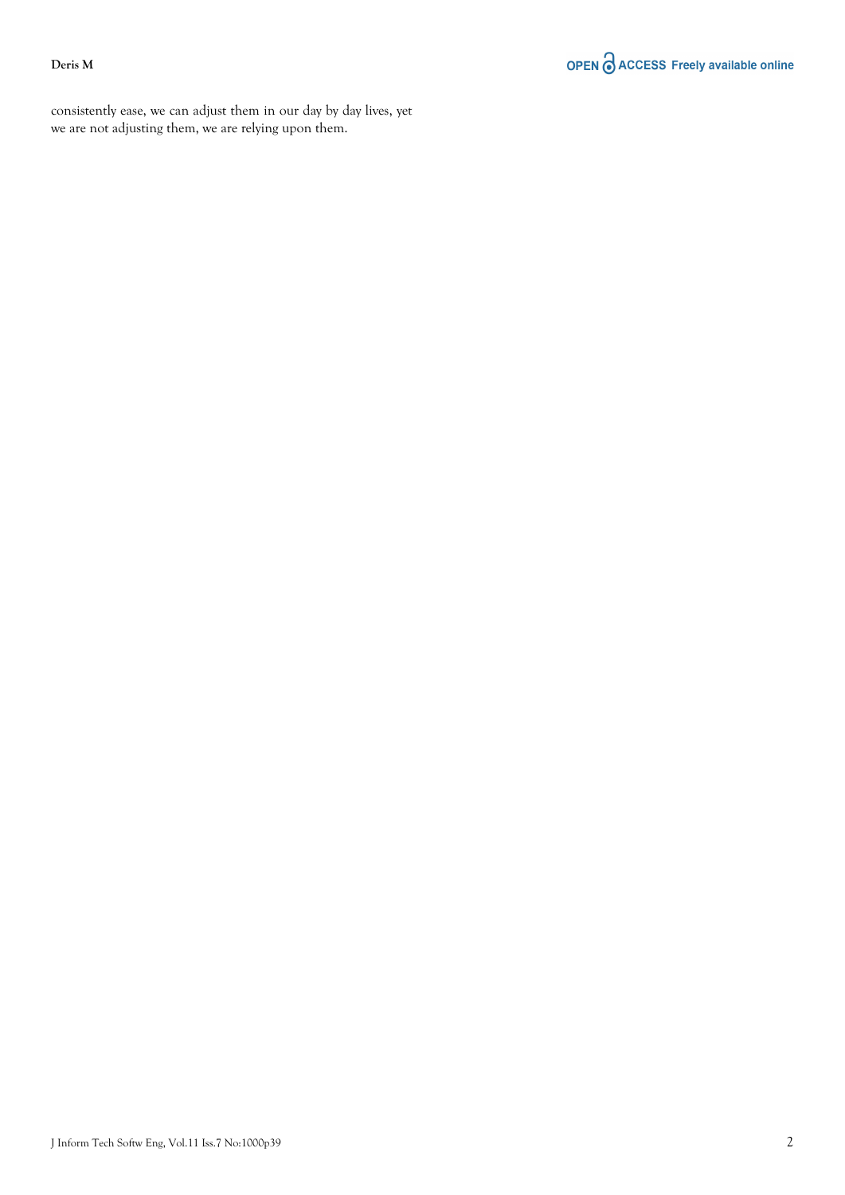consistently ease, we can adjust them in our day by day lives, yet we are not adjusting them, we are relying upon them.